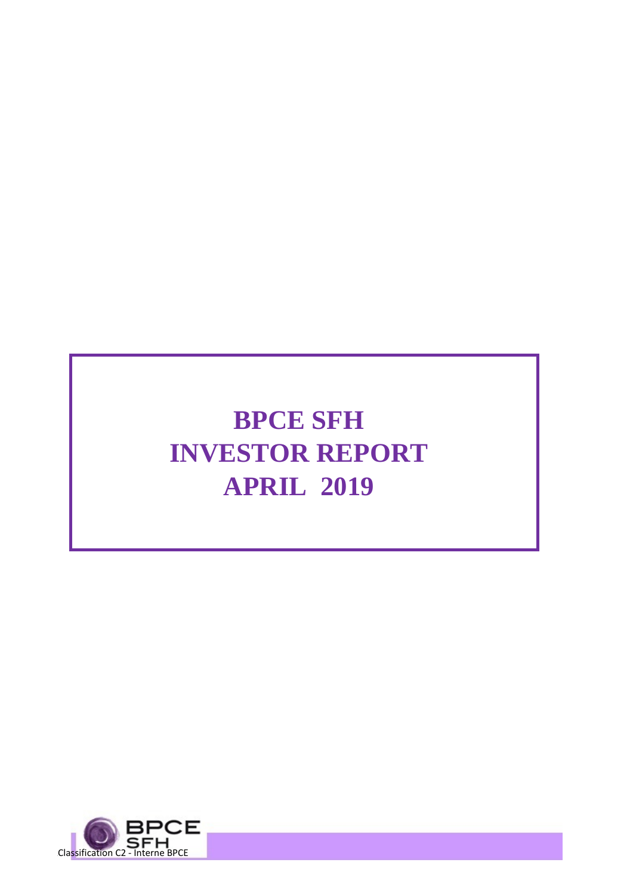# BPCE SFH
# INVESTOR REPORT
# APRIL 2019

Classification C2 - Interne BPCE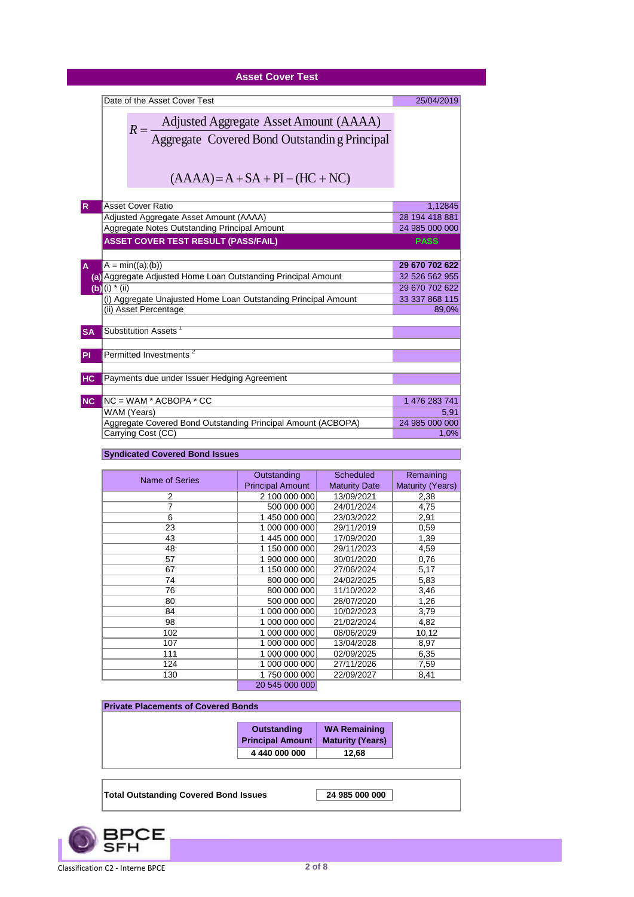# Asset Cover Test

| | Date of the Asset Cover Test | 25/04/2019 |
|---|---|---|

$$R = \frac{\text{Adjusted Aggregate Asset Amount (AAAA)}}{\text{Aggregate Covered Bond Outstanding Principal}}$$

$$(AAAA) = A + SA + PI - (HC + NC)$$

| | | |
|---|---|---|
| **R** | Asset Cover Ratio | 1,12845 |
| | Adjusted Aggregate Asset Amount (AAAA) | 28 194 418 881 |
| | Aggregate Notes Outstanding Principal Amount | 24 985 000 000 |
| | **ASSET COVER TEST RESULT (PASS/FAIL)** | **PASS** |
| **A** | A = min((a);(b)) | **29 670 702 622** |
| **(a)** | Aggregate Adjusted Home Loan Outstanding Principal Amount | 32 526 562 955 |
| **(b)** | (i) * (ii) | 29 670 702 622 |
| | (i) Aggregate Unajusted Home Loan Outstanding Principal Amount | 33 337 868 115 |
| | (ii) Asset Percentage | 89,0% |
| **SA** | Substitution Assets [1] | |
| **PI** | Permitted Investments [2] | |
| **HC** | Payments due under Issuer Hedging Agreement | |
| **NC** | NC = WAM * ACBOPA * CC | 1 476 283 741 |
| | WAM (Years) | 5,91 |
| | Aggregate Covered Bond Outstanding Principal Amount (ACBOPA) | 24 985 000 000 |
| | Carrying Cost (CC) | 1,0% |

**Syndicated Covered Bond Issues**

| Name of Series | Outstanding Principal Amount | Scheduled Maturity Date | Remaining Maturity (Years) |
|---|---|---|---|
| 2 | 2 100 000 000 | 13/09/2021 | 2,38 |
| 7 | 500 000 000 | 24/01/2024 | 4,75 |
| 6 | 1 450 000 000 | 23/03/2022 | 2,91 |
| 23 | 1 000 000 000 | 29/11/2019 | 0,59 |
| 43 | 1 445 000 000 | 17/09/2020 | 1,39 |
| 48 | 1 150 000 000 | 29/11/2023 | 4,59 |
| 57 | 1 900 000 000 | 30/01/2020 | 0,76 |
| 67 | 1 150 000 000 | 27/06/2024 | 5,17 |
| 74 | 800 000 000 | 24/02/2025 | 5,83 |
| 76 | 800 000 000 | 11/10/2022 | 3,46 |
| 80 | 500 000 000 | 28/07/2020 | 1,26 |
| 84 | 1 000 000 000 | 10/02/2023 | 3,79 |
| 98 | 1 000 000 000 | 21/02/2024 | 4,82 |
| 102 | 1 000 000 000 | 08/06/2029 | 10,12 |
| 107 | 1 000 000 000 | 13/04/2028 | 8,97 |
| 111 | 1 000 000 000 | 02/09/2025 | 6,35 |
| 124 | 1 000 000 000 | 27/11/2026 | 7,59 |
| 130 | 1 750 000 000 | 22/09/2027 | 8,41 |
| | 20 545 000 000 | | |

**Private Placements of Covered Bonds**

| Outstanding Principal Amount | WA Remaining Maturity (Years) |
|---|---|
| **4 440 000 000** | **12,68** |

| **Total Outstanding Covered Bond Issues** | **24 985 000 000** |
|---|---|

Classification C2 - Interne BPCE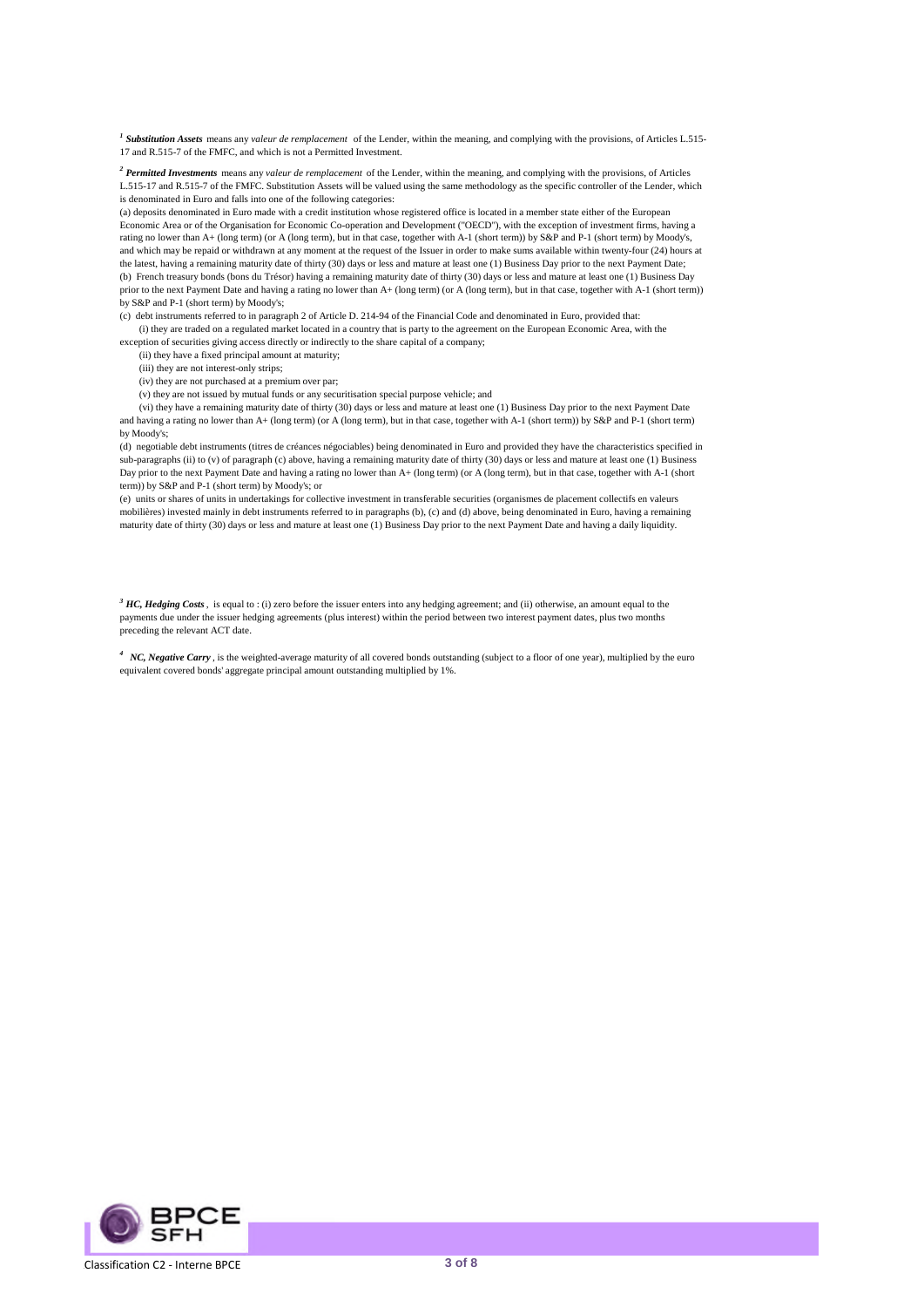[1] ***Substitution Assets*** means any *valeur de remplacement* of the Lender, within the meaning, and complying with the provisions, of Articles L.515-17 and R.515-7 of the FMFC, and which is not a Permitted Investment.

[2] ***Permitted Investments*** means any *valeur de remplacement* of the Lender, within the meaning, and complying with the provisions, of Articles L.515-17 and R.515-7 of the FMFC. Substitution Assets will be valued using the same methodology as the specific controller of the Lender, which is denominated in Euro and falls into one of the following categories:

(a) deposits denominated in Euro made with a credit institution whose registered office is located in a member state either of the European Economic Area or of the Organisation for Economic Co-operation and Development ("OECD"), with the exception of investment firms, having a rating no lower than A+ (long term) (or A (long term), but in that case, together with A-1 (short term)) by S&P and P-1 (short term) by Moody's, and which may be repaid or withdrawn at any moment at the request of the Issuer in order to make sums available within twenty-four (24) hours at the latest, having a remaining maturity date of thirty (30) days or less and mature at least one (1) Business Day prior to the next Payment Date;

(b) French treasury bonds (bons du Trésor) having a remaining maturity date of thirty (30) days or less and mature at least one (1) Business Day prior to the next Payment Date and having a rating no lower than A+ (long term) (or A (long term), but in that case, together with A-1 (short term)) by S&P and P-1 (short term) by Moody's;

(c) debt instruments referred to in paragraph 2 of Article D. 214-94 of the Financial Code and denominated in Euro, provided that:

(i) they are traded on a regulated market located in a country that is party to the agreement on the European Economic Area, with the exception of securities giving access directly or indirectly to the share capital of a company;

(ii) they have a fixed principal amount at maturity;

(iii) they are not interest-only strips;

(iv) they are not purchased at a premium over par;

(v) they are not issued by mutual funds or any securitisation special purpose vehicle; and

(vi) they have a remaining maturity date of thirty (30) days or less and mature at least one (1) Business Day prior to the next Payment Date and having a rating no lower than A+ (long term) (or A (long term), but in that case, together with A-1 (short term)) by S&P and P-1 (short term) by Moody's;

(d) negotiable debt instruments (titres de créances négociables) being denominated in Euro and provided they have the characteristics specified in sub-paragraphs (ii) to (v) of paragraph (c) above, having a remaining maturity date of thirty (30) days or less and mature at least one (1) Business Day prior to the next Payment Date and having a rating no lower than A+ (long term) (or A (long term), but in that case, together with A-1 (short term)) by S&P and P-1 (short term) by Moody's; or

(e) units or shares of units in undertakings for collective investment in transferable securities (organismes de placement collectifs en valeurs mobilières) invested mainly in debt instruments referred to in paragraphs (b), (c) and (d) above, being denominated in Euro, having a remaining maturity date of thirty (30) days or less and mature at least one (1) Business Day prior to the next Payment Date and having a daily liquidity.

[3] ***HC, Hedging Costs***, is equal to : (i) zero before the issuer enters into any hedging agreement; and (ii) otherwise, an amount equal to the payments due under the issuer hedging agreements (plus interest) within the period between two interest payment dates, plus two months preceding the relevant ACT date.

[4] ***NC, Negative Carry***, is the weighted-average maturity of all covered bonds outstanding (subject to a floor of one year), multiplied by the euro equivalent covered bonds' aggregate principal amount outstanding multiplied by 1%.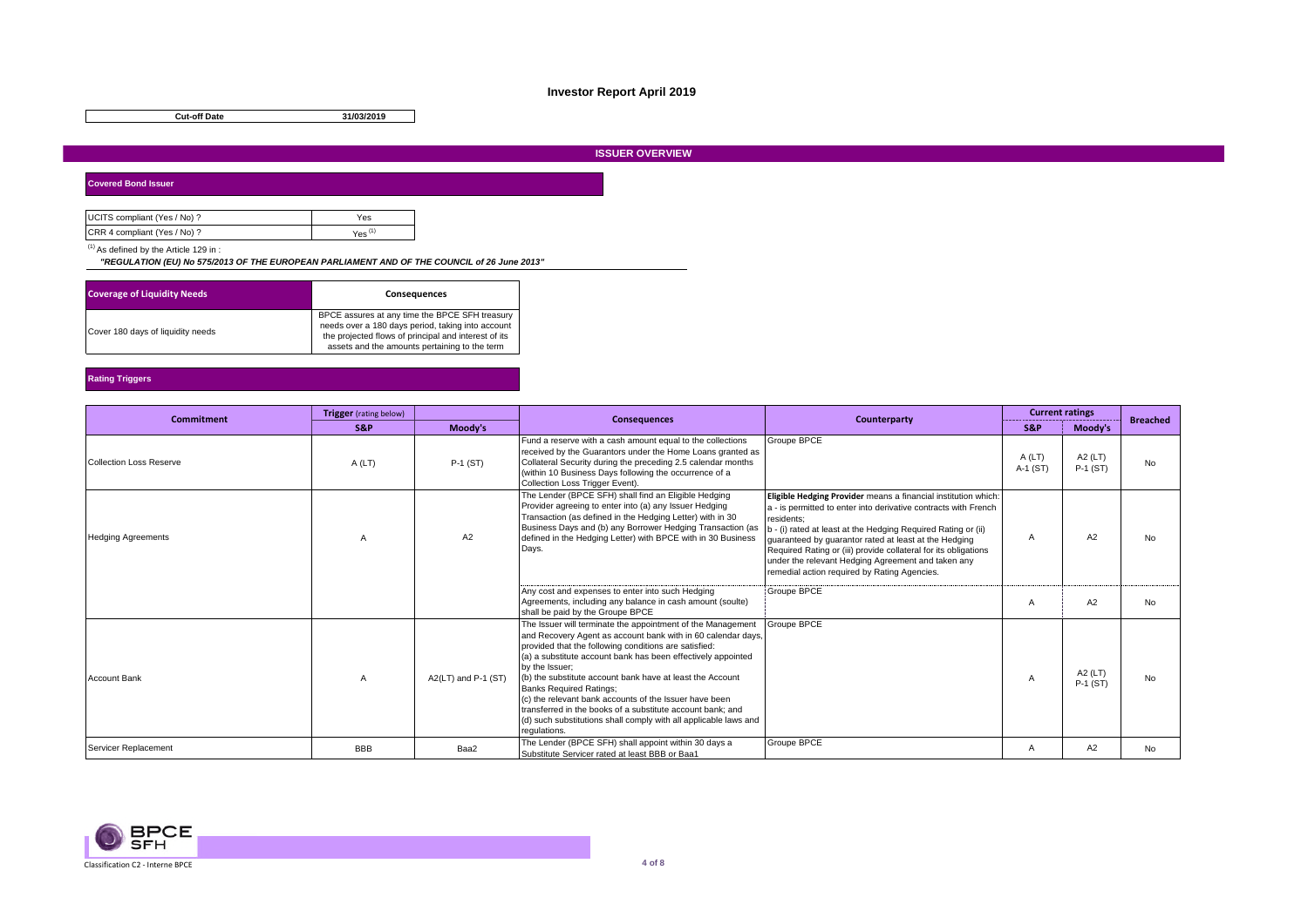# Investor Report April 2019

| Cut-off Date | 31/03/2019 |
|---|---|

## ISSUER OVERVIEW

### Covered Bond Issuer

| | |
|---|---|
| UCITS compliant (Yes / No) ? | Yes |
| CRR 4 compliant (Yes / No) ? | Yes [1] |

[1] As defined by the Article 129 in :

***"REGULATION (EU) No 575/2013 OF THE EUROPEAN PARLIAMENT AND OF THE COUNCIL of 26 June 2013"***

| Coverage of Liquidity Needs | Consequences |
|---|---|
| Cover 180 days of liquidity needs | BPCE assures at any time the BPCE SFH treasury needs over a 180 days period, taking into account the projected flows of principal and interest of its assets and the amounts pertaining to the term |

### Rating Triggers

| Commitment | Trigger (rating below) | | Consequences | Counterparty | Current ratings | | Breached |
|---|---|---|---|---|---|---|---|
| | S&P | Moody's | | | S&P | Moody's | |
| Collection Loss Reserve | A (LT) | P-1 (ST) | Fund a reserve with a cash amount equal to the collections received by the Guarantors under the Home Loans granted as Collateral Security during the preceding 2.5 calendar months (within 10 Business Days following the occurrence of a Collection Loss Trigger Event). | Groupe BPCE | A (LT) A-1 (ST) | A2 (LT) P-1 (ST) | No |
| Hedging Agreements | A | A2 | The Lender (BPCE SFH) shall find an Eligible Hedging Provider agreeing to enter into (a) any Issuer Hedging Transaction (as defined in the Hedging Letter) with in 30 Business Days and (b) any Borrower Hedging Transaction (as defined in the Hedging Letter) with BPCE with in 30 Business Days. | **Eligible Hedging Provider** means a financial institution which: a - is permitted to enter into derivative contracts with French residents; b - (i) rated at least at the Hedging Required Rating or (ii) guaranteed by guarantor rated at least at the Hedging Required Rating or (iii) provide collateral for its obligations under the relevant Hedging Agreement and taken any remedial action required by Rating Agencies. | A | A2 | No |
| | | | Any cost and expenses to enter into such Hedging Agreements, including any balance in cash amount (soulte) shall be paid by the Groupe BPCE | Groupe BPCE | A | A2 | No |
| Account Bank | A | A2(LT) and P-1 (ST) | The Issuer will terminate the appointment of the Management and Recovery Agent as account bank with in 60 calendar days, provided that the following conditions are satisfied: (a) a substitute account bank has been effectively appointed by the Issuer; (b) the substitute account bank have at least the Account Banks Required Ratings; (c) the relevant bank accounts of the Issuer have been transferred in the books of a substitute account bank; and (d) such substitutions shall comply with all applicable laws and regulations. | Groupe BPCE | A | A2 (LT) P-1 (ST) | No |
| Servicer Replacement | BBB | Baa2 | The Lender (BPCE SFH) shall appoint within 30 days a Substitute Servicer rated at least BBB or Baa1 | Groupe BPCE | A | A2 | No |

Classification C2 - Interne BPCE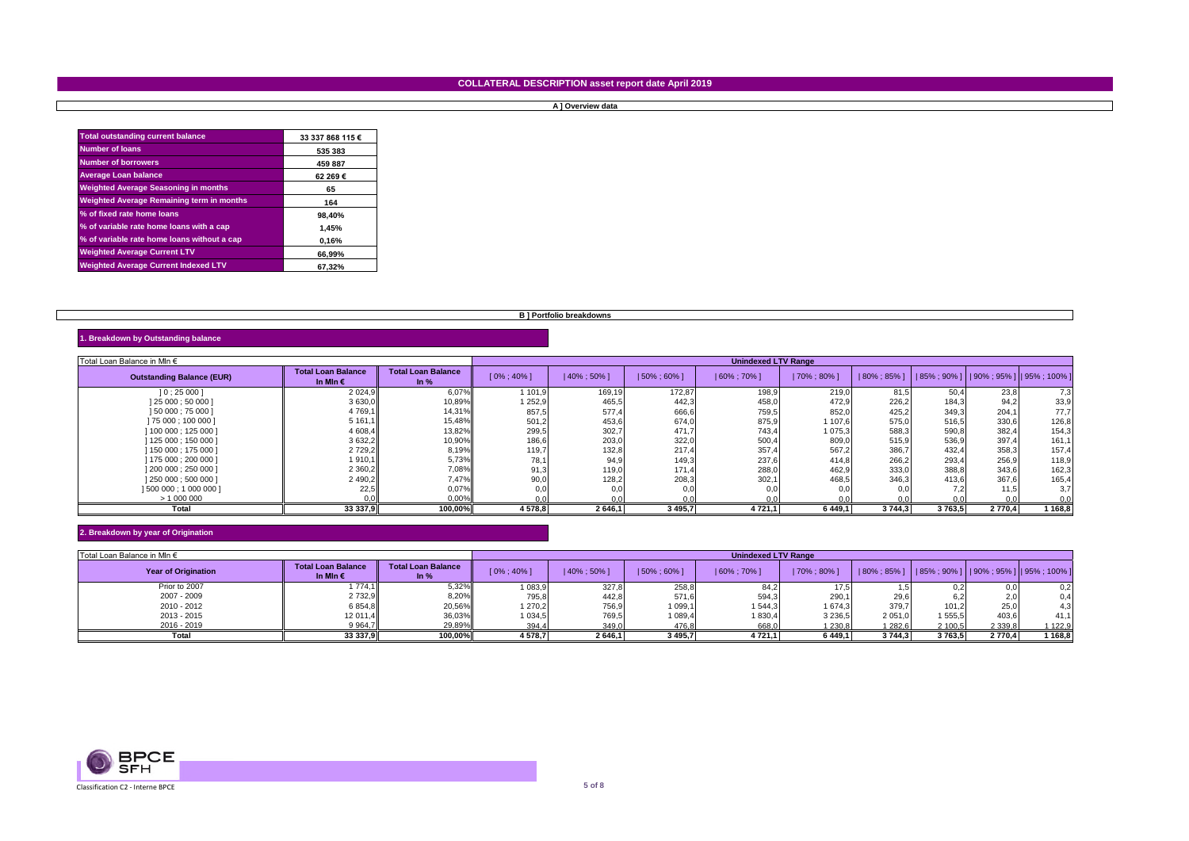# COLLATERAL DESCRIPTION asset report date April 2019

## A ] Overview data

| | |
|---|---|
| Total outstanding current balance | 33 337 868 115 € |
| Number of loans | 535 383 |
| Number of borrowers | 459 887 |
| Average Loan balance | 62 269 € |
| Weighted Average Seasoning in months | 65 |
| Weighted Average Remaining term in months | 164 |
| % of fixed rate home loans | 98,40% |
| % of variable rate home loans with a cap | 1,45% |
| % of variable rate home loans without a cap | 0,16% |
| Weighted Average Current LTV | 66,99% |
| Weighted Average Current Indexed LTV | 67,32% |

## B ] Portfolio breakdowns

### 1. Breakdown by Outstanding balance

| Total Loan Balance in Mln € | | | Unindexed LTV Range | | | | | | | | |
|---|---|---|---|---|---|---|---|---|---|---|---|
| Outstanding Balance (EUR) | Total Loan Balance In Mln € | Total Loan Balance In % | [ 0% ; 40% ] | ] 40% ; 50% ] | ] 50% ; 60% ] | ] 60% ; 70% ] | ] 70% ; 80% ] | ] 80% ; 85% ] | ] 85% ; 90% ] | ] 90% ; 95% ] | ] 95% ; 100% ] |
| ] 0 ; 25 000 ] | 2 024,9 | 6,07% | 1 101,9 | 169,19 | 172,87 | 198,9 | 219,0 | 81,5 | 50,4 | 23,8 | 7,3 |
| ] 25 000 ; 50 000 ] | 3 630,0 | 10,89% | 1 252,9 | 465,5 | 442,3 | 458,0 | 472,9 | 226,2 | 184,3 | 94,2 | 33,9 |
| ] 50 000 ; 75 000 ] | 4 769,1 | 14,31% | 857,5 | 577,4 | 666,6 | 759,5 | 852,0 | 425,2 | 349,3 | 204,1 | 77,7 |
| ] 75 000 ; 100 000 ] | 5 161,1 | 15,48% | 501,2 | 453,6 | 674,0 | 875,9 | 1 107,6 | 575,0 | 516,5 | 330,6 | 126,8 |
| ] 100 000 ; 125 000 ] | 4 608,4 | 13,82% | 299,5 | 302,7 | 471,7 | 743,4 | 1 075,3 | 588,3 | 590,8 | 382,4 | 154,3 |
| ] 125 000 ; 150 000 ] | 3 632,2 | 10,90% | 186,6 | 203,0 | 322,0 | 500,4 | 809,0 | 515,9 | 536,9 | 397,4 | 161,1 |
| ] 150 000 ; 175 000 ] | 2 729,2 | 8,19% | 119,7 | 132,8 | 217,4 | 357,4 | 567,2 | 386,7 | 432,4 | 358,3 | 157,4 |
| ] 175 000 ; 200 000 ] | 1 910,1 | 5,73% | 78,1 | 94,9 | 149,3 | 237,6 | 414,8 | 266,2 | 293,4 | 256,9 | 118,9 |
| ] 200 000 ; 250 000 ] | 2 360,2 | 7,08% | 91,3 | 119,0 | 171,4 | 288,0 | 462,9 | 333,0 | 388,8 | 343,6 | 162,3 |
| ] 250 000 ; 500 000 ] | 2 490,2 | 7,47% | 90,0 | 128,2 | 208,3 | 302,1 | 468,5 | 346,3 | 413,6 | 367,6 | 165,4 |
| ] 500 000 ; 1 000 000 ] | 22,5 | 0,07% | 0,0 | 0,0 | 0,0 | 0,0 | 0,0 | 0,0 | 7,2 | 11,5 | 3,7 |
| > 1 000 000 | 0,0 | 0,00% | 0,0 | 0,0 | 0,0 | 0,0 | 0,0 | 0,0 | 0,0 | 0,0 | 0,0 |
| Total | 33 337,9 | 100,00% | 4 578,8 | 2 646,1 | 3 495,7 | 4 721,1 | 6 449,1 | 3 744,3 | 3 763,5 | 2 770,4 | 1 168,8 |

### 2. Breakdown by year of Origination

| Total Loan Balance in Mln € | | | Unindexed LTV Range | | | | | | | | |
|---|---|---|---|---|---|---|---|---|---|---|---|
| Year of Origination | Total Loan Balance In Mln € | Total Loan Balance In % | [ 0% ; 40% ] | ] 40% ; 50% ] | ] 50% ; 60% ] | ] 60% ; 70% ] | ] 70% ; 80% ] | ] 80% ; 85% ] | ] 85% ; 90% ] | ] 90% ; 95% ] | ] 95% ; 100% ] |
| Prior to 2007 | 1 774,1 | 5,32% | 1 083,9 | 327,8 | 258,8 | 84,2 | 17,5 | 1,5 | 0,2 | 0,0 | 0,2 |
| 2007 - 2009 | 2 732,9 | 8,20% | 795,8 | 442,8 | 571,6 | 594,3 | 290,1 | 29,6 | 6,2 | 2,0 | 0,4 |
| 2010 - 2012 | 6 854,8 | 20,56% | 1 270,2 | 756,9 | 1 099,1 | 1 544,3 | 1 674,3 | 379,7 | 101,2 | 25,0 | 4,3 |
| 2013 - 2015 | 12 011,4 | 36,03% | 1 034,5 | 769,5 | 1 089,4 | 1 830,4 | 3 236,5 | 2 051,0 | 1 555,5 | 403,6 | 41,1 |
| 2016 - 2019 | 9 964,7 | 29,89% | 394,4 | 349,0 | 476,8 | 668,0 | 1 230,8 | 1 282,6 | 2 100,5 | 2 339,8 | 1 122,9 |
| Total | 33 337,9 | 100,00% | 4 578,7 | 2 646,1 | 3 495,7 | 4 721,1 | 6 449,1 | 3 744,3 | 3 763,5 | 2 770,4 | 1 168,8 |

Classification C2 - Interne BPCE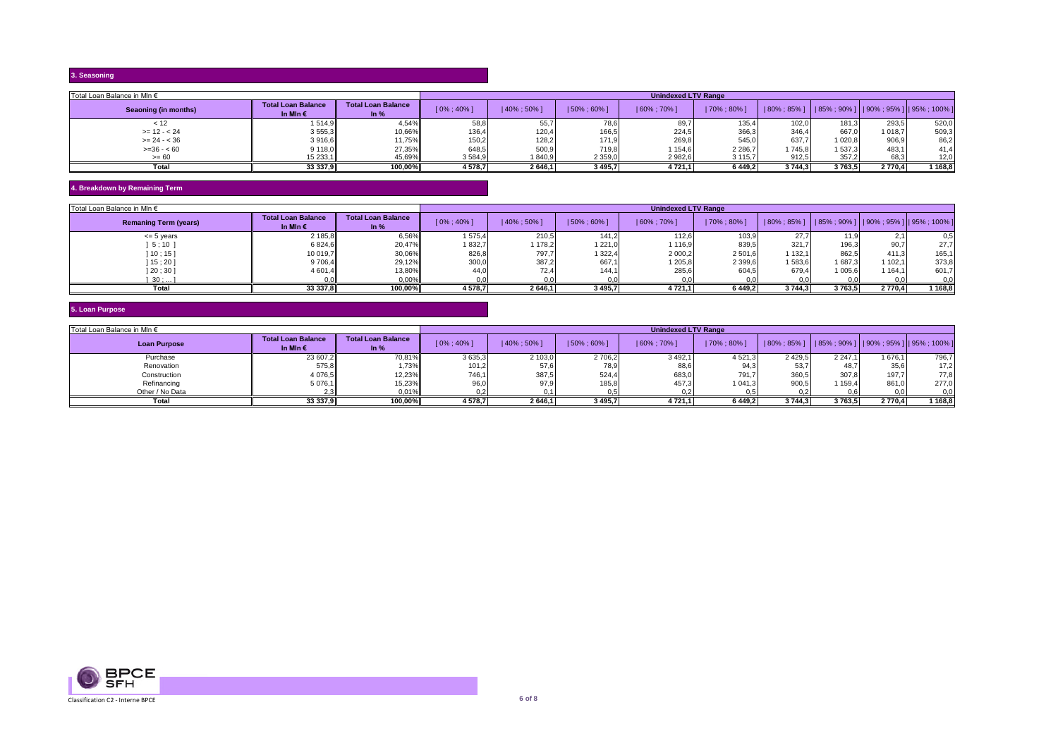## 3. Seasoning

| Total Loan Balance in Mln € | | | Unindexed LTV Range | | | | | | | | |
|---|---|---|---|---|---|---|---|---|---|---|---|
| Seaoning (in months) | Total Loan Balance In Mln € | Total Loan Balance In % | [ 0% ; 40% ] | ] 40% ; 50% ] | ] 50% ; 60% ] | ] 60% ; 70% ] | ] 70% ; 80% ] | ] 80% ; 85% ] | ] 85% ; 90% ] | ] 90% ; 95% ] | ] 95% ; 100% ] |
| < 12 | 1 514,9 | 4,54% | 58,8 | 55,7 | 78,6 | 89,7 | 135,4 | 102,0 | 181,3 | 293,5 | 520,0 |
| >= 12 - < 24 | 3 555,3 | 10,66% | 136,4 | 120,4 | 166,5 | 224,5 | 366,3 | 346,4 | 667,0 | 1 018,7 | 509,3 |
| >= 24 - < 36 | 3 916,6 | 11,75% | 150,2 | 128,2 | 171,9 | 269,8 | 545,0 | 637,7 | 1 020,8 | 906,9 | 86,2 |
| >=36 - < 60 | 9 118,0 | 27,35% | 648,5 | 500,9 | 719,8 | 1 154,6 | 2 286,7 | 1 745,8 | 1 537,3 | 483,1 | 41,4 |
| >= 60 | 15 233,1 | 45,69% | 3 584,9 | 1 840,9 | 2 359,0 | 2 982,6 | 3 115,7 | 912,5 | 357,2 | 68,3 | 12,0 |
| **Total** | **33 337,9** | **100,00%** | **4 578,7** | **2 646,1** | **3 495,7** | **4 721,1** | **6 449,2** | **3 744,3** | **3 763,5** | **2 770,4** | **1 168,8** |

## 4. Breakdown by Remaining Term

| Total Loan Balance in Mln € | | | Unindexed LTV Range | | | | | | | | |
|---|---|---|---|---|---|---|---|---|---|---|---|
| Remaning Term (years) | Total Loan Balance In Mln € | Total Loan Balance In % | [ 0% ; 40% ] | ] 40% ; 50% ] | ] 50% ; 60% ] | ] 60% ; 70% ] | ] 70% ; 80% ] | ] 80% ; 85% ] | ] 85% ; 90% ] | ] 90% ; 95% ] | ] 95% ; 100% ] |
| <= 5 years | 2 185,8 | 6,56% | 1 575,4 | 210,5 | 141,2 | 112,6 | 103,9 | 27,7 | 11,9 | 2,1 | 0,5 |
| ] 5 ; 10 ] | 6 824,6 | 20,47% | 1 832,7 | 1 178,2 | 1 221,0 | 1 116,9 | 839,5 | 321,7 | 196,3 | 90,7 | 27,7 |
| ] 10 ; 15 ] | 10 019,7 | 30,06% | 826,8 | 797,7 | 1 322,4 | 2 000,2 | 2 501,6 | 1 132,1 | 862,5 | 411,3 | 165,1 |
| ] 15 ; 20 ] | 9 706,4 | 29,12% | 300,0 | 387,2 | 667,1 | 1 205,8 | 2 399,6 | 1 583,6 | 1 687,3 | 1 102,1 | 373,8 |
| ] 20 ; 30 ] | 4 601,4 | 13,80% | 44,0 | 72,4 | 144,1 | 285,6 | 604,5 | 679,4 | 1 005,6 | 1 164,1 | 601,7 |
| ] 30 ; ... ] | 0,0 | 0,00% | 0,0 | 0,0 | 0,0 | 0,0 | 0,0 | 0,0 | 0,0 | 0,0 | 0,0 |
| **Total** | **33 337,8** | **100,00%** | **4 578,7** | **2 646,1** | **3 495,7** | **4 721,1** | **6 449,2** | **3 744,3** | **3 763,5** | **2 770,4** | **1 168,8** |

## 5. Loan Purpose

| Total Loan Balance in Mln € | | | Unindexed LTV Range | | | | | | | | |
|---|---|---|---|---|---|---|---|---|---|---|---|
| Loan Purpose | Total Loan Balance In Mln € | Total Loan Balance In % | [ 0% ; 40% ] | ] 40% ; 50% ] | ] 50% ; 60% ] | ] 60% ; 70% ] | ] 70% ; 80% ] | ] 80% ; 85% ] | ] 85% ; 90% ] | ] 90% ; 95% ] | ] 95% ; 100% ] |
| Purchase | 23 607,2 | 70,81% | 3 635,3 | 2 103,0 | 2 706,2 | 3 492,1 | 4 521,3 | 2 429,5 | 2 247,1 | 1 676,1 | 796,7 |
| Renovation | 575,8 | 1,73% | 101,2 | 57,6 | 78,9 | 88,6 | 94,3 | 53,7 | 48,7 | 35,6 | 17,2 |
| Construction | 4 076,5 | 12,23% | 746,1 | 387,5 | 524,4 | 683,0 | 791,7 | 360,5 | 307,8 | 197,7 | 77,8 |
| Refinancing | 5 076,1 | 15,23% | 96,0 | 97,9 | 185,8 | 457,3 | 1 041,3 | 900,5 | 1 159,4 | 861,0 | 277,0 |
| Other / No Data | 2,3 | 0,01% | 0,2 | 0,1 | 0,5 | 0,2 | 0,5 | 0,2 | 0,6 | 0,0 | 0,0 |
| **Total** | **33 337,9** | **100,00%** | **4 578,7** | **2 646,1** | **3 495,7** | **4 721,1** | **6 449,2** | **3 744,3** | **3 763,5** | **2 770,4** | **1 168,8** |

Classification C2 - Interne BPCE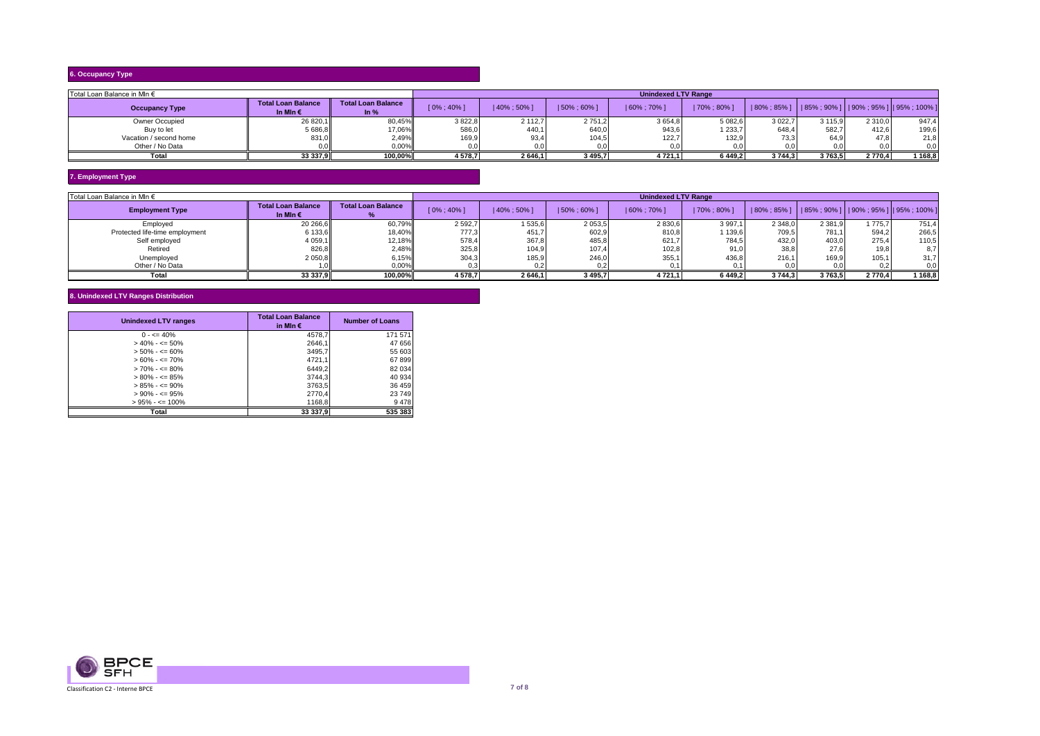## 6. Occupancy Type

Total Loan Balance in Mln €

| Occupancy Type | Total Loan Balance In Mln € | Total Loan Balance In % | Unindexed LTV Range | | | | | | | | |
|---|---|---|---|---|---|---|---|---|---|---|---|
| | | | [ 0% ; 40% ] | ] 40% ; 50% ] | ] 50% ; 60% ] | ] 60% ; 70% ] | ] 70% ; 80% ] | ] 80% ; 85% ] | ] 85% ; 90% ] | ] 90% ; 95% ] | ] 95% ; 100% ] |
| Owner Occupied | 26 820,1 | 80,45% | 3 822,8 | 2 112,7 | 2 751,2 | 3 654,8 | 5 082,6 | 3 022,7 | 3 115,9 | 2 310,0 | 947,4 |
| Buy to let | 5 686,8 | 17,06% | 586,0 | 440,1 | 640,0 | 943,6 | 1 233,7 | 648,4 | 582,7 | 412,6 | 199,6 |
| Vacation / second home | 831,0 | 2,49% | 169,9 | 93,4 | 104,5 | 122,7 | 132,9 | 73,3 | 64,9 | 47,8 | 21,8 |
| Other / No Data | 0,0 | 0,00% | 0,0 | 0,0 | 0,0 | 0,0 | 0,0 | 0,0 | 0,0 | 0,0 | 0,0 |
| **Total** | **33 337,9** | **100,00%** | **4 578,7** | **2 646,1** | **3 495,7** | **4 721,1** | **6 449,2** | **3 744,3** | **3 763,5** | **2 770,4** | **1 168,8** |

## 7. Employment Type

Total Loan Balance in Mln €

| Employment Type | Total Loan Balance In Mln € | Total Loan Balance % | Unindexed LTV Range | | | | | | | | |
|---|---|---|---|---|---|---|---|---|---|---|---|
| | | | [ 0% ; 40% ] | ] 40% ; 50% ] | ] 50% ; 60% ] | ] 60% ; 70% ] | ] 70% ; 80% ] | ] 80% ; 85% ] | ] 85% ; 90% ] | ] 90% ; 95% ] | ] 95% ; 100% ] |
| Employed | 20 266,6 | 60,79% | 2 592,7 | 1 535,6 | 2 053,5 | 2 830,6 | 3 997,1 | 2 348,0 | 2 381,9 | 1 775,7 | 751,4 |
| Protected life-time employment | 6 133,6 | 18,40% | 777,3 | 451,7 | 602,9 | 810,8 | 1 139,6 | 709,5 | 781,1 | 594,2 | 266,5 |
| Self employed | 4 059,1 | 12,18% | 578,4 | 367,8 | 485,8 | 621,7 | 784,5 | 432,0 | 403,0 | 275,4 | 110,5 |
| Retired | 826,8 | 2,48% | 325,8 | 104,9 | 107,4 | 102,8 | 91,0 | 38,8 | 27,6 | 19,8 | 8,7 |
| Unemployed | 2 050,8 | 6,15% | 304,3 | 185,9 | 246,0 | 355,1 | 436,8 | 216,1 | 169,9 | 105,1 | 31,7 |
| Other / No Data | 1,0 | 0,00% | 0,3 | 0,2 | 0,2 | 0,1 | 0,1 | 0,0 | 0,0 | 0,2 | 0,0 |
| **Total** | **33 337,9** | **100,00%** | **4 578,7** | **2 646,1** | **3 495,7** | **4 721,1** | **6 449,2** | **3 744,3** | **3 763,5** | **2 770,4** | **1 168,8** |

## 8. Unindexed LTV Ranges Distribution

| Unindexed LTV ranges | Total Loan Balance in Mln € | Number of Loans |
|---|---|---|
| 0 - <= 40% | 4578,7 | 171 571 |
| > 40% - <= 50% | 2646,1 | 47 656 |
| > 50% - <= 60% | 3495,7 | 55 603 |
| > 60% - <= 70% | 4721,1 | 67 899 |
| > 70% - <= 80% | 6449,2 | 82 034 |
| > 80% - <= 85% | 3744,3 | 40 934 |
| > 85% - <= 90% | 3763,5 | 36 459 |
| > 90% - <= 95% | 2770,4 | 23 749 |
| > 95% - <= 100% | 1168,8 | 9 478 |
| **Total** | **33 337,9** | **535 383** |

Classification C2 - Interne BPCE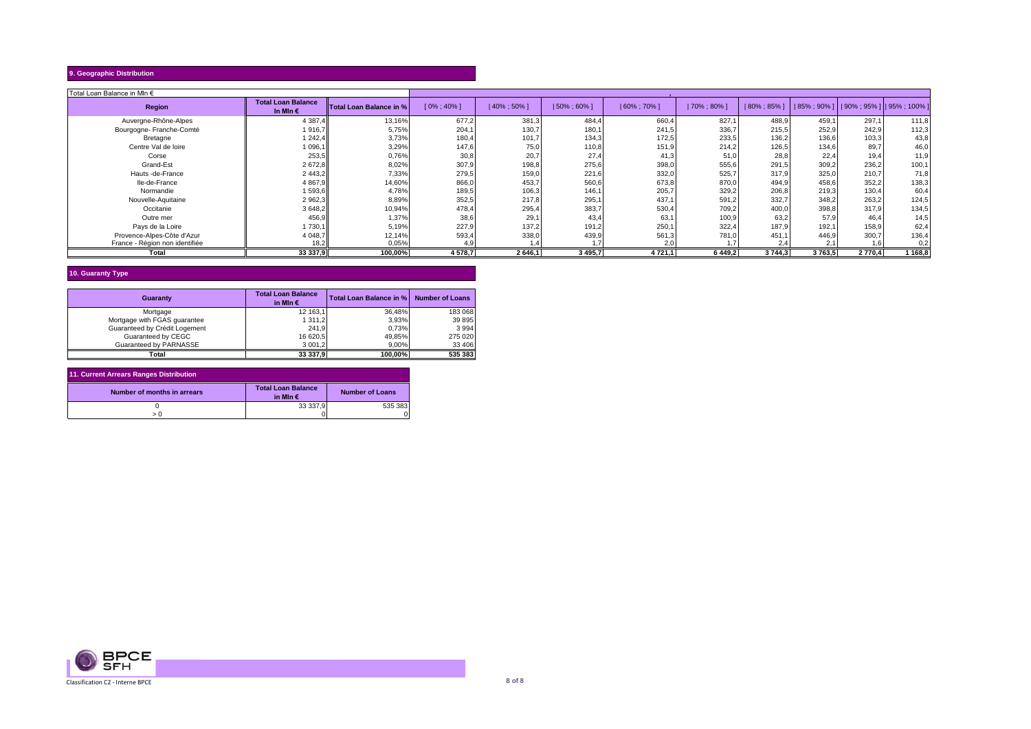## 9. Geographic Distribution

| Total Loan Balance in Mln € | | | | | | | | | | | |
|---|---|---|---|---|---|---|---|---|---|---|---|
| Region | Total Loan Balance In Mln € | Total Loan Balance in % | [ 0% ; 40% ] | ] 40% ; 50% ] | ] 50% ; 60% ] | ] 60% ; 70% ] | ] 70% ; 80% ] | ] 80% ; 85% ] | ] 85% ; 90% ] | ] 90% ; 95% ] | ] 95% ; 100% ] |
| Auvergne-Rhône-Alpes | 4 387,4 | 13,16% | 677,2 | 381,3 | 484,4 | 660,4 | 827,1 | 488,9 | 459,1 | 297,1 | 111,8 |
| Bourgogne- Franche-Comté | 1 916,7 | 5,75% | 204,1 | 130,7 | 180,1 | 241,5 | 336,7 | 215,5 | 252,9 | 242,9 | 112,3 |
| Bretagne | 1 242,4 | 3,73% | 180,4 | 101,7 | 134,3 | 172,5 | 233,5 | 136,2 | 136,6 | 103,3 | 43,8 |
| Centre Val de loire | 1 096,1 | 3,29% | 147,6 | 75,0 | 110,8 | 151,9 | 214,2 | 126,5 | 134,6 | 89,7 | 46,0 |
| Corse | 253,5 | 0,76% | 30,8 | 20,7 | 27,4 | 41,3 | 51,0 | 28,8 | 22,4 | 19,4 | 11,9 |
| Grand-Est | 2 672,8 | 8,02% | 307,9 | 198,8 | 275,6 | 398,0 | 555,6 | 291,5 | 309,2 | 236,2 | 100,1 |
| Hauts -de-France | 2 443,2 | 7,33% | 279,5 | 159,0 | 221,6 | 332,0 | 525,7 | 317,9 | 325,0 | 210,7 | 71,8 |
| Ile-de-France | 4 867,9 | 14,60% | 866,0 | 453,7 | 560,6 | 673,8 | 870,0 | 494,9 | 458,6 | 352,2 | 138,3 |
| Normandie | 1 593,6 | 4,78% | 189,5 | 106,3 | 146,1 | 205,7 | 329,2 | 206,8 | 219,3 | 130,4 | 60,4 |
| Nouvelle-Aquitaine | 2 962,3 | 8,89% | 352,5 | 217,8 | 295,1 | 437,1 | 591,2 | 332,7 | 348,2 | 263,2 | 124,5 |
| Occitanie | 3 648,2 | 10,94% | 478,4 | 295,4 | 383,7 | 530,4 | 709,2 | 400,0 | 398,8 | 317,9 | 134,5 |
| Outre mer | 456,9 | 1,37% | 38,6 | 29,1 | 43,4 | 63,1 | 100,9 | 63,2 | 57,9 | 46,4 | 14,5 |
| Pays de la Loire | 1 730,1 | 5,19% | 227,9 | 137,2 | 191,2 | 250,1 | 322,4 | 187,9 | 192,1 | 158,9 | 62,4 |
| Provence-Alpes-Côte d'Azur | 4 048,7 | 12,14% | 593,4 | 338,0 | 439,9 | 561,3 | 781,0 | 451,1 | 446,9 | 300,7 | 136,4 |
| France - Région non identifiée | 18,2 | 0,05% | 4,9 | 1,4 | 1,7 | 2,0 | 1,7 | 2,4 | 2,1 | 1,6 | 0,2 |
| **Total** | **33 337,9** | **100,00%** | **4 578,7** | **2 646,1** | **3 495,7** | **4 721,1** | **6 449,2** | **3 744,3** | **3 763,5** | **2 770,4** | **1 168,8** |

## 10. Guaranty Type

| Guaranty | Total Loan Balance in Mln € | Total Loan Balance in % | Number of Loans |
|---|---|---|---|
| Mortgage | 12 163,1 | 36,48% | 183 068 |
| Mortgage with FGAS guarantee | 1 311,2 | 3,93% | 39 895 |
| Guaranteed by Crédit Logement | 241,9 | 0,73% | 3 994 |
| Guaranteed by CEGC | 16 620,5 | 49,85% | 275 020 |
| Guaranteed by PARNASSE | 3 001,2 | 9,00% | 33 406 |
| **Total** | **33 337,9** | **100,00%** | **535 383** |

## 11. Current Arrears Ranges Distribution

| Number of months in arrears | Total Loan Balance in Mln € | Number of Loans |
|---|---|---|
| 0 | 33 337,9 | 535 383 |
| > 0 | 0 | 0 |

Classification C2 - Interne BPCE